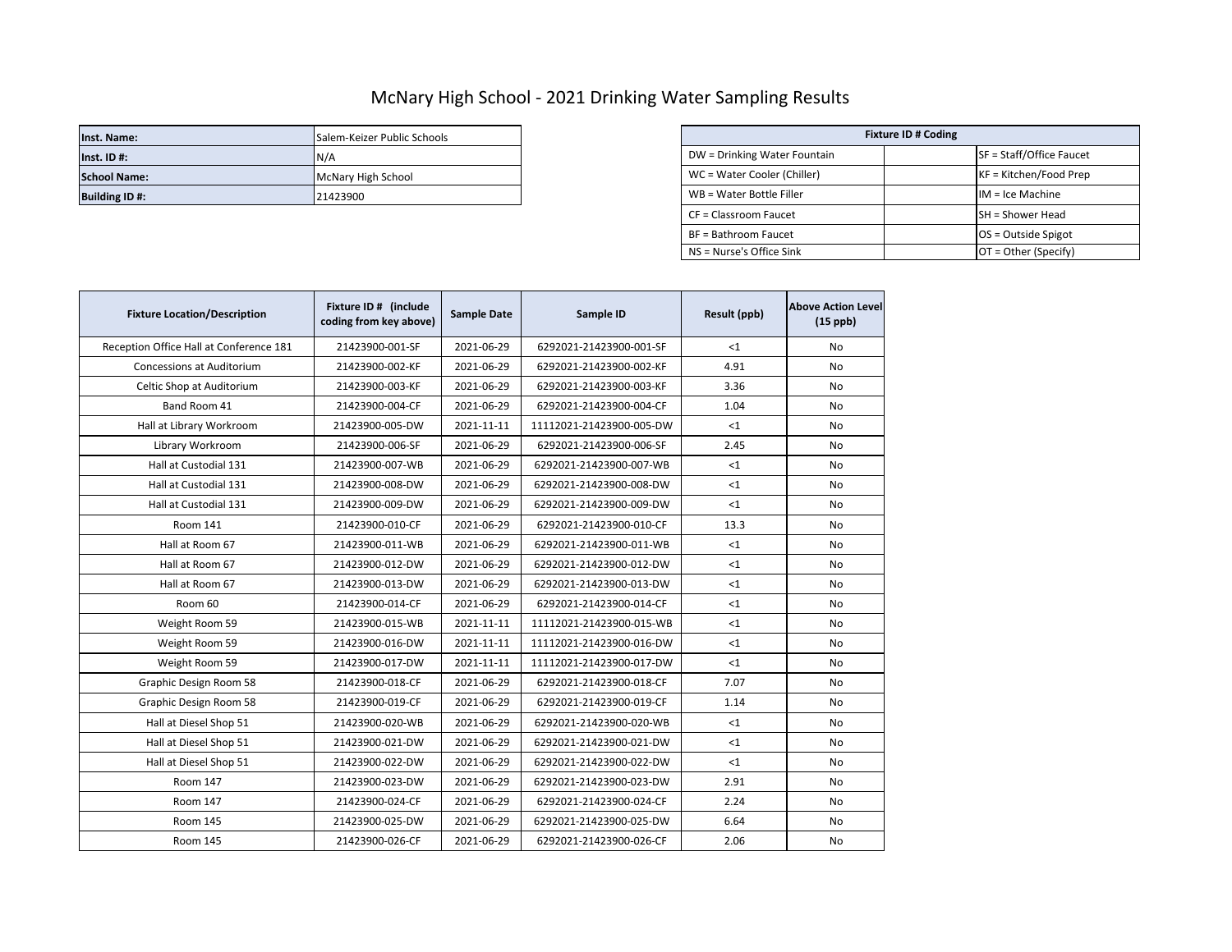# McNary High School - 2021 Drinking Water Sampling Results

| Inst. Name: | Salem-Keizer Public Schools |
|---|---|
| Inst. ID #: | N/A |
| School Name: | McNary High School |
| Building ID #: | 21423900 |

| Fixture ID # Coding | | |
|---|---|---|
| DW = Drinking Water Fountain | | SF = Staff/Office Faucet |
| WC = Water Cooler (Chiller) | | KF = Kitchen/Food Prep |
| WB = Water Bottle Filler | | IM = Ice Machine |
| CF = Classroom Faucet | | SH = Shower Head |
| BF = Bathroom Faucet | | OS = Outside Spigot |
| NS = Nurse's Office Sink | | OT = Other (Specify) |

| Fixture Location/Description | Fixture ID # (include coding from key above) | Sample Date | Sample ID | Result (ppb) | Above Action Level (15 ppb) |
|---|---|---|---|---|---|
| Reception Office Hall at Conference 181 | 21423900-001-SF | 2021-06-29 | 6292021-21423900-001-SF | <1 | No |
| Concessions at Auditorium | 21423900-002-KF | 2021-06-29 | 6292021-21423900-002-KF | 4.91 | No |
| Celtic Shop at Auditorium | 21423900-003-KF | 2021-06-29 | 6292021-21423900-003-KF | 3.36 | No |
| Band Room 41 | 21423900-004-CF | 2021-06-29 | 6292021-21423900-004-CF | 1.04 | No |
| Hall at Library Workroom | 21423900-005-DW | 2021-11-11 | 11112021-21423900-005-DW | <1 | No |
| Library Workroom | 21423900-006-SF | 2021-06-29 | 6292021-21423900-006-SF | 2.45 | No |
| Hall at Custodial 131 | 21423900-007-WB | 2021-06-29 | 6292021-21423900-007-WB | <1 | No |
| Hall at Custodial 131 | 21423900-008-DW | 2021-06-29 | 6292021-21423900-008-DW | <1 | No |
| Hall at Custodial 131 | 21423900-009-DW | 2021-06-29 | 6292021-21423900-009-DW | <1 | No |
| Room 141 | 21423900-010-CF | 2021-06-29 | 6292021-21423900-010-CF | 13.3 | No |
| Hall at Room 67 | 21423900-011-WB | 2021-06-29 | 6292021-21423900-011-WB | <1 | No |
| Hall at Room 67 | 21423900-012-DW | 2021-06-29 | 6292021-21423900-012-DW | <1 | No |
| Hall at Room 67 | 21423900-013-DW | 2021-06-29 | 6292021-21423900-013-DW | <1 | No |
| Room 60 | 21423900-014-CF | 2021-06-29 | 6292021-21423900-014-CF | <1 | No |
| Weight Room 59 | 21423900-015-WB | 2021-11-11 | 11112021-21423900-015-WB | <1 | No |
| Weight Room 59 | 21423900-016-DW | 2021-11-11 | 11112021-21423900-016-DW | <1 | No |
| Weight Room 59 | 21423900-017-DW | 2021-11-11 | 11112021-21423900-017-DW | <1 | No |
| Graphic Design Room 58 | 21423900-018-CF | 2021-06-29 | 6292021-21423900-018-CF | 7.07 | No |
| Graphic Design Room 58 | 21423900-019-CF | 2021-06-29 | 6292021-21423900-019-CF | 1.14 | No |
| Hall at Diesel Shop 51 | 21423900-020-WB | 2021-06-29 | 6292021-21423900-020-WB | <1 | No |
| Hall at Diesel Shop 51 | 21423900-021-DW | 2021-06-29 | 6292021-21423900-021-DW | <1 | No |
| Hall at Diesel Shop 51 | 21423900-022-DW | 2021-06-29 | 6292021-21423900-022-DW | <1 | No |
| Room 147 | 21423900-023-DW | 2021-06-29 | 6292021-21423900-023-DW | 2.91 | No |
| Room 147 | 21423900-024-CF | 2021-06-29 | 6292021-21423900-024-CF | 2.24 | No |
| Room 145 | 21423900-025-DW | 2021-06-29 | 6292021-21423900-025-DW | 6.64 | No |
| Room 145 | 21423900-026-CF | 2021-06-29 | 6292021-21423900-026-CF | 2.06 | No |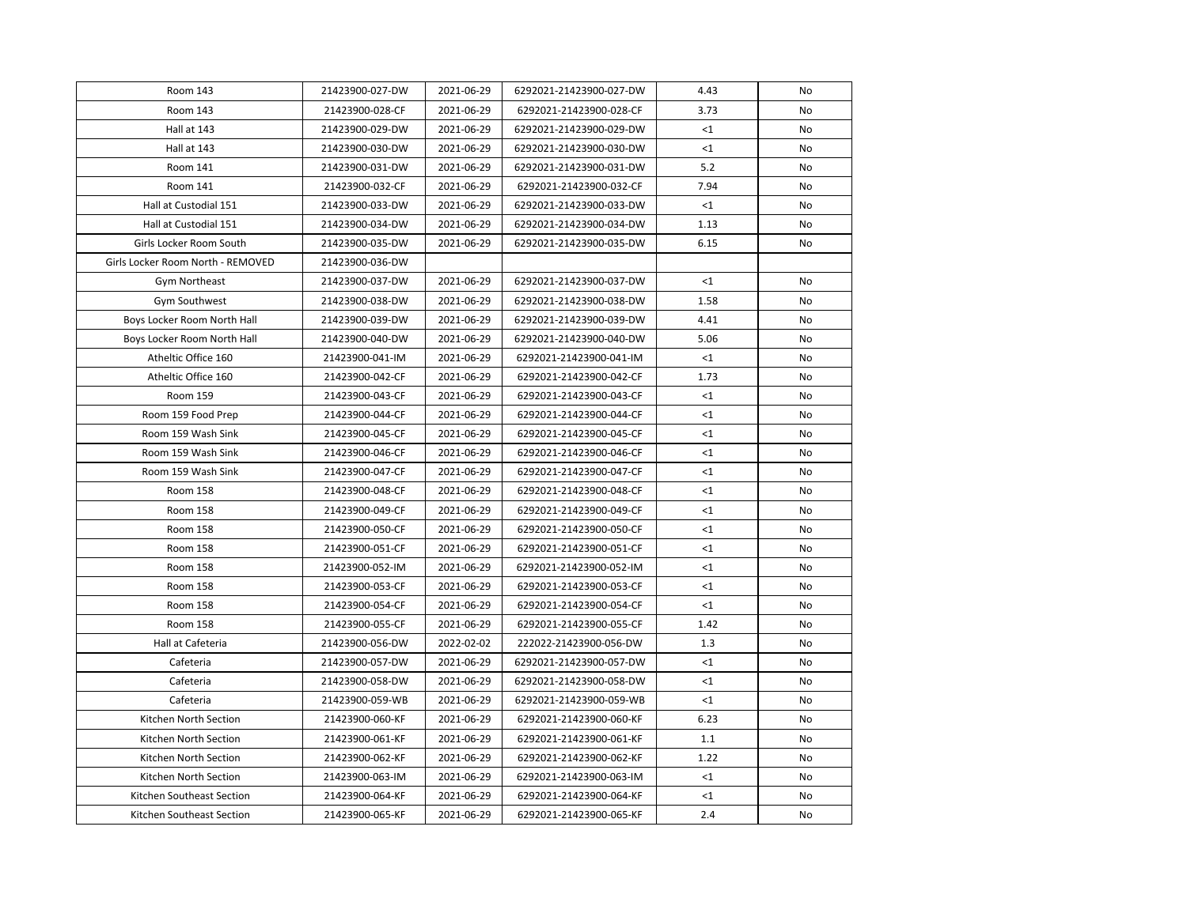| Room 143 | 21423900-027-DW | 2021-06-29 | 6292021-21423900-027-DW | 4.43 | No |
|---|---|---|---|---|---|
| Room 143 | 21423900-028-CF | 2021-06-29 | 6292021-21423900-028-CF | 3.73 | No |
| Hall at 143 | 21423900-029-DW | 2021-06-29 | 6292021-21423900-029-DW | <1 | No |
| Hall at 143 | 21423900-030-DW | 2021-06-29 | 6292021-21423900-030-DW | <1 | No |
| Room 141 | 21423900-031-DW | 2021-06-29 | 6292021-21423900-031-DW | 5.2 | No |
| Room 141 | 21423900-032-CF | 2021-06-29 | 6292021-21423900-032-CF | 7.94 | No |
| Hall at Custodial 151 | 21423900-033-DW | 2021-06-29 | 6292021-21423900-033-DW | <1 | No |
| Hall at Custodial 151 | 21423900-034-DW | 2021-06-29 | 6292021-21423900-034-DW | 1.13 | No |
| Girls Locker Room South | 21423900-035-DW | 2021-06-29 | 6292021-21423900-035-DW | 6.15 | No |
| Girls Locker Room North - REMOVED | 21423900-036-DW | | | | |
| Gym Northeast | 21423900-037-DW | 2021-06-29 | 6292021-21423900-037-DW | <1 | No |
| Gym Southwest | 21423900-038-DW | 2021-06-29 | 6292021-21423900-038-DW | 1.58 | No |
| Boys Locker Room North Hall | 21423900-039-DW | 2021-06-29 | 6292021-21423900-039-DW | 4.41 | No |
| Boys Locker Room North Hall | 21423900-040-DW | 2021-06-29 | 6292021-21423900-040-DW | 5.06 | No |
| Atheltic Office 160 | 21423900-041-IM | 2021-06-29 | 6292021-21423900-041-IM | <1 | No |
| Atheltic Office 160 | 21423900-042-CF | 2021-06-29 | 6292021-21423900-042-CF | 1.73 | No |
| Room 159 | 21423900-043-CF | 2021-06-29 | 6292021-21423900-043-CF | <1 | No |
| Room 159 Food Prep | 21423900-044-CF | 2021-06-29 | 6292021-21423900-044-CF | <1 | No |
| Room 159 Wash Sink | 21423900-045-CF | 2021-06-29 | 6292021-21423900-045-CF | <1 | No |
| Room 159 Wash Sink | 21423900-046-CF | 2021-06-29 | 6292021-21423900-046-CF | <1 | No |
| Room 159 Wash Sink | 21423900-047-CF | 2021-06-29 | 6292021-21423900-047-CF | <1 | No |
| Room 158 | 21423900-048-CF | 2021-06-29 | 6292021-21423900-048-CF | <1 | No |
| Room 158 | 21423900-049-CF | 2021-06-29 | 6292021-21423900-049-CF | <1 | No |
| Room 158 | 21423900-050-CF | 2021-06-29 | 6292021-21423900-050-CF | <1 | No |
| Room 158 | 21423900-051-CF | 2021-06-29 | 6292021-21423900-051-CF | <1 | No |
| Room 158 | 21423900-052-IM | 2021-06-29 | 6292021-21423900-052-IM | <1 | No |
| Room 158 | 21423900-053-CF | 2021-06-29 | 6292021-21423900-053-CF | <1 | No |
| Room 158 | 21423900-054-CF | 2021-06-29 | 6292021-21423900-054-CF | <1 | No |
| Room 158 | 21423900-055-CF | 2021-06-29 | 6292021-21423900-055-CF | 1.42 | No |
| Hall at Cafeteria | 21423900-056-DW | 2022-02-02 | 222022-21423900-056-DW | 1.3 | No |
| Cafeteria | 21423900-057-DW | 2021-06-29 | 6292021-21423900-057-DW | <1 | No |
| Cafeteria | 21423900-058-DW | 2021-06-29 | 6292021-21423900-058-DW | <1 | No |
| Cafeteria | 21423900-059-WB | 2021-06-29 | 6292021-21423900-059-WB | <1 | No |
| Kitchen North Section | 21423900-060-KF | 2021-06-29 | 6292021-21423900-060-KF | 6.23 | No |
| Kitchen North Section | 21423900-061-KF | 2021-06-29 | 6292021-21423900-061-KF | 1.1 | No |
| Kitchen North Section | 21423900-062-KF | 2021-06-29 | 6292021-21423900-062-KF | 1.22 | No |
| Kitchen North Section | 21423900-063-IM | 2021-06-29 | 6292021-21423900-063-IM | <1 | No |
| Kitchen Southeast Section | 21423900-064-KF | 2021-06-29 | 6292021-21423900-064-KF | <1 | No |
| Kitchen Southeast Section | 21423900-065-KF | 2021-06-29 | 6292021-21423900-065-KF | 2.4 | No |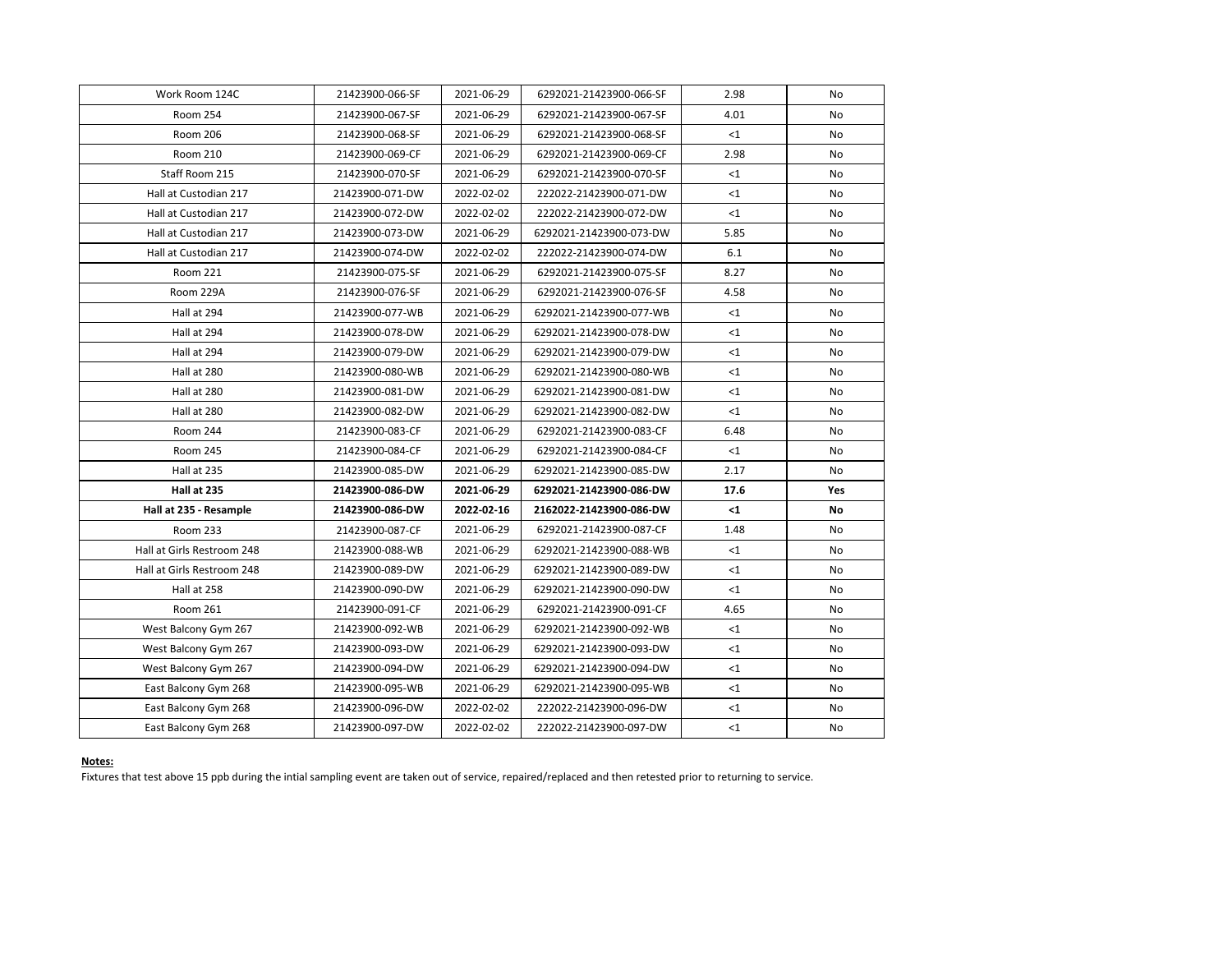| | | | | | |
|---|---|---|---|---|---|
| Work Room 124C | 21423900-066-SF | 2021-06-29 | 6292021-21423900-066-SF | 2.98 | No |
| Room 254 | 21423900-067-SF | 2021-06-29 | 6292021-21423900-067-SF | 4.01 | No |
| Room 206 | 21423900-068-SF | 2021-06-29 | 6292021-21423900-068-SF | <1 | No |
| Room 210 | 21423900-069-CF | 2021-06-29 | 6292021-21423900-069-CF | 2.98 | No |
| Staff Room 215 | 21423900-070-SF | 2021-06-29 | 6292021-21423900-070-SF | <1 | No |
| Hall at Custodian 217 | 21423900-071-DW | 2022-02-02 | 222022-21423900-071-DW | <1 | No |
| Hall at Custodian 217 | 21423900-072-DW | 2022-02-02 | 222022-21423900-072-DW | <1 | No |
| Hall at Custodian 217 | 21423900-073-DW | 2021-06-29 | 6292021-21423900-073-DW | 5.85 | No |
| Hall at Custodian 217 | 21423900-074-DW | 2022-02-02 | 222022-21423900-074-DW | 6.1 | No |
| Room 221 | 21423900-075-SF | 2021-06-29 | 6292021-21423900-075-SF | 8.27 | No |
| Room 229A | 21423900-076-SF | 2021-06-29 | 6292021-21423900-076-SF | 4.58 | No |
| Hall at 294 | 21423900-077-WB | 2021-06-29 | 6292021-21423900-077-WB | <1 | No |
| Hall at 294 | 21423900-078-DW | 2021-06-29 | 6292021-21423900-078-DW | <1 | No |
| Hall at 294 | 21423900-079-DW | 2021-06-29 | 6292021-21423900-079-DW | <1 | No |
| Hall at 280 | 21423900-080-WB | 2021-06-29 | 6292021-21423900-080-WB | <1 | No |
| Hall at 280 | 21423900-081-DW | 2021-06-29 | 6292021-21423900-081-DW | <1 | No |
| Hall at 280 | 21423900-082-DW | 2021-06-29 | 6292021-21423900-082-DW | <1 | No |
| Room 244 | 21423900-083-CF | 2021-06-29 | 6292021-21423900-083-CF | 6.48 | No |
| Room 245 | 21423900-084-CF | 2021-06-29 | 6292021-21423900-084-CF | <1 | No |
| Hall at 235 | 21423900-085-DW | 2021-06-29 | 6292021-21423900-085-DW | 2.17 | No |
| **Hall at 235** | **21423900-086-DW** | **2021-06-29** | **6292021-21423900-086-DW** | **17.6** | **Yes** |
| **Hall at 235 - Resample** | **21423900-086-DW** | **2022-02-16** | **2162022-21423900-086-DW** | **<1** | **No** |
| Room 233 | 21423900-087-CF | 2021-06-29 | 6292021-21423900-087-CF | 1.48 | No |
| Hall at Girls Restroom 248 | 21423900-088-WB | 2021-06-29 | 6292021-21423900-088-WB | <1 | No |
| Hall at Girls Restroom 248 | 21423900-089-DW | 2021-06-29 | 6292021-21423900-089-DW | <1 | No |
| Hall at 258 | 21423900-090-DW | 2021-06-29 | 6292021-21423900-090-DW | <1 | No |
| Room 261 | 21423900-091-CF | 2021-06-29 | 6292021-21423900-091-CF | 4.65 | No |
| West Balcony Gym 267 | 21423900-092-WB | 2021-06-29 | 6292021-21423900-092-WB | <1 | No |
| West Balcony Gym 267 | 21423900-093-DW | 2021-06-29 | 6292021-21423900-093-DW | <1 | No |
| West Balcony Gym 267 | 21423900-094-DW | 2021-06-29 | 6292021-21423900-094-DW | <1 | No |
| East Balcony Gym 268 | 21423900-095-WB | 2021-06-29 | 6292021-21423900-095-WB | <1 | No |
| East Balcony Gym 268 | 21423900-096-DW | 2022-02-02 | 222022-21423900-096-DW | <1 | No |
| East Balcony Gym 268 | 21423900-097-DW | 2022-02-02 | 222022-21423900-097-DW | <1 | No |

**Notes:**

Fixtures that test above 15 ppb during the intial sampling event are taken out of service, repaired/replaced and then retested prior to returning to service.